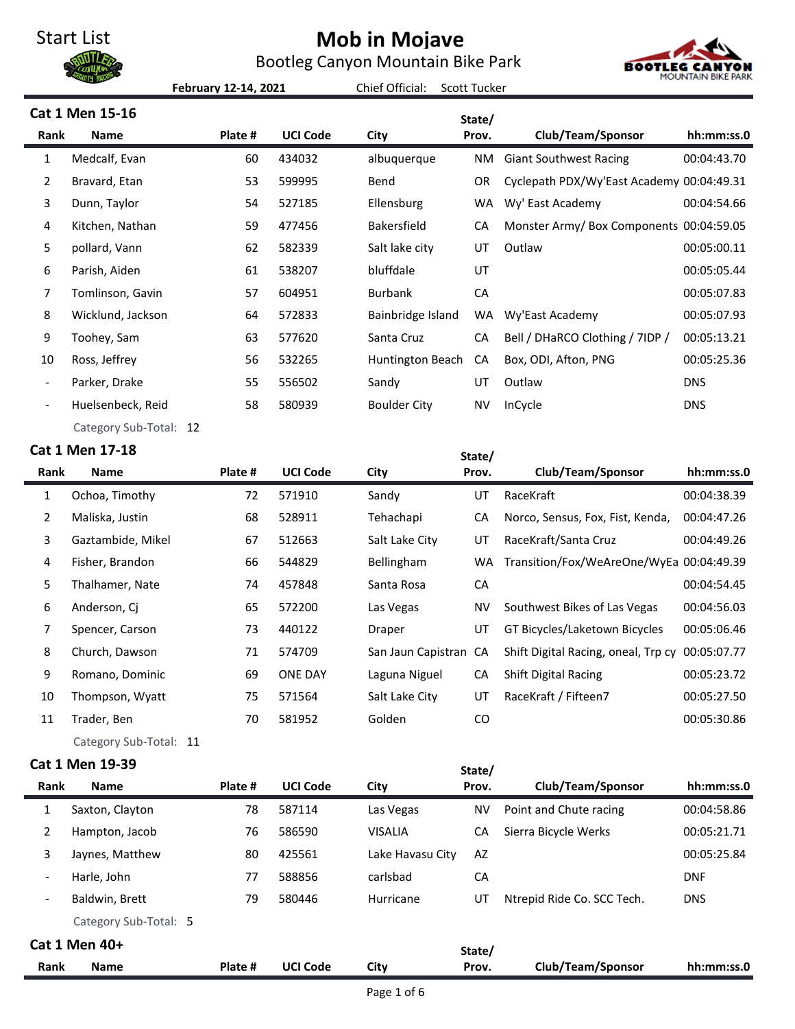# Start List

# Mob in Mojave

Bootleg Canyon Mountain Bike Park

**February 12-14, 2021** Chief Official: Scott Tucker

## Cat 1 Men 15-16

| Rank | Name | Plate # | UCI Code | City | State/ Prov. | Club/Team/Sponsor | hh:mm:ss.0 |
|---|---|---|---|---|---|---|---|
| 1 | Medcalf, Evan | 60 | 434032 | albuquerque | NM | Giant Southwest Racing | 00:04:43.70 |
| 2 | Bravard, Etan | 53 | 599995 | Bend | OR | Cyclepath PDX/Wy'East Academy | 00:04:49.31 |
| 3 | Dunn, Taylor | 54 | 527185 | Ellensburg | WA | Wy' East Academy | 00:04:54.66 |
| 4 | Kitchen, Nathan | 59 | 477456 | Bakersfield | CA | Monster Army/ Box Components | 00:04:59.05 |
| 5 | pollard, Vann | 62 | 582339 | Salt lake city | UT | Outlaw | 00:05:00.11 |
| 6 | Parish, Aiden | 61 | 538207 | bluffdale | UT | | 00:05:05.44 |
| 7 | Tomlinson, Gavin | 57 | 604951 | Burbank | CA | | 00:05:07.83 |
| 8 | Wicklund, Jackson | 64 | 572833 | Bainbridge Island | WA | Wy'East Academy | 00:05:07.93 |
| 9 | Toohey, Sam | 63 | 577620 | Santa Cruz | CA | Bell / DHaRCO Clothing / 7IDP / | 00:05:13.21 |
| 10 | Ross, Jeffrey | 56 | 532265 | Huntington Beach | CA | Box, ODI, Afton, PNG | 00:05:25.36 |
| - | Parker, Drake | 55 | 556502 | Sandy | UT | Outlaw | DNS |
| - | Huelsenbeck, Reid | 58 | 580939 | Boulder City | NV | InCycle | DNS |

Category Sub-Total: 12

## Cat 1 Men 17-18

| Rank | Name | Plate # | UCI Code | City | State/ Prov. | Club/Team/Sponsor | hh:mm:ss.0 |
|---|---|---|---|---|---|---|---|
| 1 | Ochoa, Timothy | 72 | 571910 | Sandy | UT | RaceKraft | 00:04:38.39 |
| 2 | Maliska, Justin | 68 | 528911 | Tehachapi | CA | Norco, Sensus, Fox, Fist, Kenda, | 00:04:47.26 |
| 3 | Gaztambide, Mikel | 67 | 512663 | Salt Lake City | UT | RaceKraft/Santa Cruz | 00:04:49.26 |
| 4 | Fisher, Brandon | 66 | 544829 | Bellingham | WA | Transition/Fox/WeAreOne/WyEa | 00:04:49.39 |
| 5 | Thalhamer, Nate | 74 | 457848 | Santa Rosa | CA | | 00:04:54.45 |
| 6 | Anderson, Cj | 65 | 572200 | Las Vegas | NV | Southwest Bikes of Las Vegas | 00:04:56.03 |
| 7 | Spencer, Carson | 73 | 440122 | Draper | UT | GT Bicycles/Laketown Bicycles | 00:05:06.46 |
| 8 | Church, Dawson | 71 | 574709 | San Jaun Capistran | CA | Shift Digital Racing, oneal, Trp cy | 00:05:07.77 |
| 9 | Romano, Dominic | 69 | ONE DAY | Laguna Niguel | CA | Shift Digital Racing | 00:05:23.72 |
| 10 | Thompson, Wyatt | 75 | 571564 | Salt Lake City | UT | RaceKraft / Fifteen7 | 00:05:27.50 |
| 11 | Trader, Ben | 70 | 581952 | Golden | CO | | 00:05:30.86 |

Category Sub-Total: 11

## Cat 1 Men 19-39

| Rank | Name | Plate # | UCI Code | City | State/ Prov. | Club/Team/Sponsor | hh:mm:ss.0 |
|---|---|---|---|---|---|---|---|
| 1 | Saxton, Clayton | 78 | 587114 | Las Vegas | NV | Point and Chute racing | 00:04:58.86 |
| 2 | Hampton, Jacob | 76 | 586590 | VISALIA | CA | Sierra Bicycle Werks | 00:05:21.71 |
| 3 | Jaynes, Matthew | 80 | 425561 | Lake Havasu City | AZ | | 00:05:25.84 |
| - | Harle, John | 77 | 588856 | carlsbad | CA | | DNF |
| - | Baldwin, Brett | 79 | 580446 | Hurricane | UT | Ntrepid Ride Co. SCC Tech. | DNS |

Category Sub-Total: 5

## Cat 1 Men 40+

| Rank | Name | Plate # | UCI Code | City | State/ Prov. | Club/Team/Sponsor | hh:mm:ss.0 |
|---|---|---|---|---|---|---|---|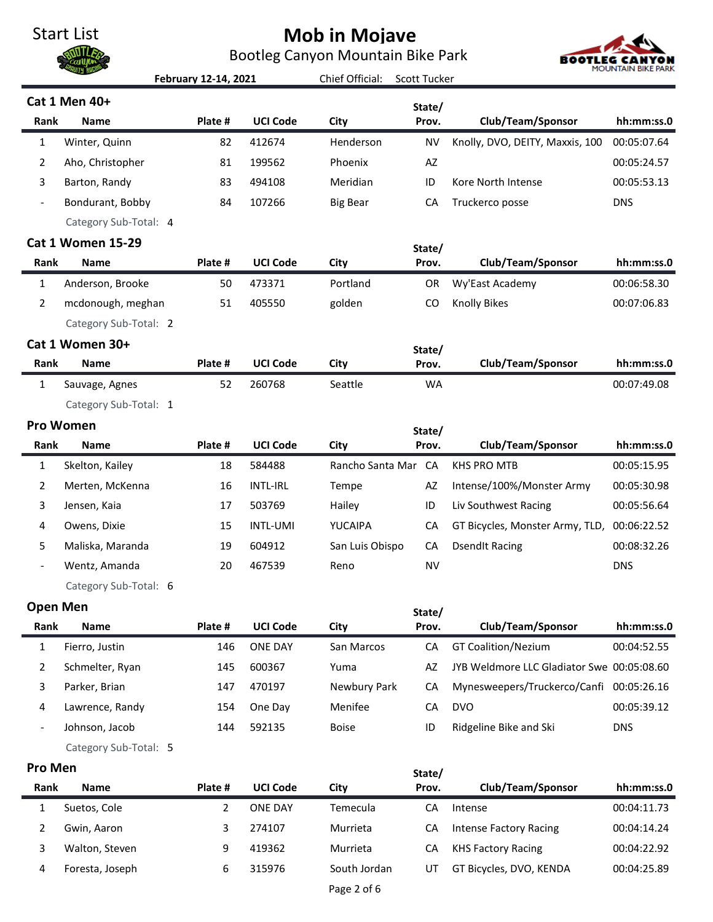# Start List

# Mob in Mojave

Bootleg Canyon Mountain Bike Park

**February 12-14, 2021** Chief Official: Scott Tucker

## Cat 1 Men 40+

| Rank | Name | Plate # | UCI Code | City | State/ Prov. | Club/Team/Sponsor | hh:mm:ss.0 |
|---|---|---|---|---|---|---|---|
| 1 | Winter, Quinn | 82 | 412674 | Henderson | NV | Knolly, DVO, DEITY, Maxxis, 100 | 00:05:07.64 |
| 2 | Aho, Christopher | 81 | 199562 | Phoenix | AZ | | 00:05:24.57 |
| 3 | Barton, Randy | 83 | 494108 | Meridian | ID | Kore North Intense | 00:05:53.13 |
| - | Bondurant, Bobby | 84 | 107266 | Big Bear | CA | Truckerco posse | DNS |

Category Sub-Total: 4

## Cat 1 Women 15-29

| Rank | Name | Plate # | UCI Code | City | State/ Prov. | Club/Team/Sponsor | hh:mm:ss.0 |
|---|---|---|---|---|---|---|---|
| 1 | Anderson, Brooke | 50 | 473371 | Portland | OR | Wy'East Academy | 00:06:58.30 |
| 2 | mcdonough, meghan | 51 | 405550 | golden | CO | Knolly Bikes | 00:07:06.83 |

Category Sub-Total: 2

## Cat 1 Women 30+

| Rank | Name | Plate # | UCI Code | City | State/ Prov. | Club/Team/Sponsor | hh:mm:ss.0 |
|---|---|---|---|---|---|---|---|
| 1 | Sauvage, Agnes | 52 | 260768 | Seattle | WA | | 00:07:49.08 |

Category Sub-Total: 1

## Pro Women

| Rank | Name | Plate # | UCI Code | City | State/ Prov. | Club/Team/Sponsor | hh:mm:ss.0 |
|---|---|---|---|---|---|---|---|
| 1 | Skelton, Kailey | 18 | 584488 | Rancho Santa Mar | CA | KHS PRO MTB | 00:05:15.95 |
| 2 | Merten, McKenna | 16 | INTL-IRL | Tempe | AZ | Intense/100%/Monster Army | 00:05:30.98 |
| 3 | Jensen, Kaia | 17 | 503769 | Hailey | ID | Liv Southwest Racing | 00:05:56.64 |
| 4 | Owens, Dixie | 15 | INTL-UMI | YUCAIPA | CA | GT Bicycles, Monster Army, TLD, | 00:06:22.52 |
| 5 | Maliska, Maranda | 19 | 604912 | San Luis Obispo | CA | DsendIt Racing | 00:08:32.26 |
| - | Wentz, Amanda | 20 | 467539 | Reno | NV | | DNS |

Category Sub-Total: 6

## Open Men

| Rank | Name | Plate # | UCI Code | City | State/ Prov. | Club/Team/Sponsor | hh:mm:ss.0 |
|---|---|---|---|---|---|---|---|
| 1 | Fierro, Justin | 146 | ONE DAY | San Marcos | CA | GT Coalition/Nezium | 00:04:52.55 |
| 2 | Schmelter, Ryan | 145 | 600367 | Yuma | AZ | JYB Weldmore LLC Gladiator Swe | 00:05:08.60 |
| 3 | Parker, Brian | 147 | 470197 | Newbury Park | CA | Mynesweepers/Truckerco/Canfi | 00:05:26.16 |
| 4 | Lawrence, Randy | 154 | One Day | Menifee | CA | DVO | 00:05:39.12 |
| - | Johnson, Jacob | 144 | 592135 | Boise | ID | Ridgeline Bike and Ski | DNS |

Category Sub-Total: 5

## Pro Men

| Rank | Name | Plate # | UCI Code | City | State/ Prov. | Club/Team/Sponsor | hh:mm:ss.0 |
|---|---|---|---|---|---|---|---|
| 1 | Suetos, Cole | 2 | ONE DAY | Temecula | CA | Intense | 00:04:11.73 |
| 2 | Gwin, Aaron | 3 | 274107 | Murrieta | CA | Intense Factory Racing | 00:04:14.24 |
| 3 | Walton, Steven | 9 | 419362 | Murrieta | CA | KHS Factory Racing | 00:04:22.92 |
| 4 | Foresta, Joseph | 6 | 315976 | South Jordan | UT | GT Bicycles, DVO, KENDA | 00:04:25.89 |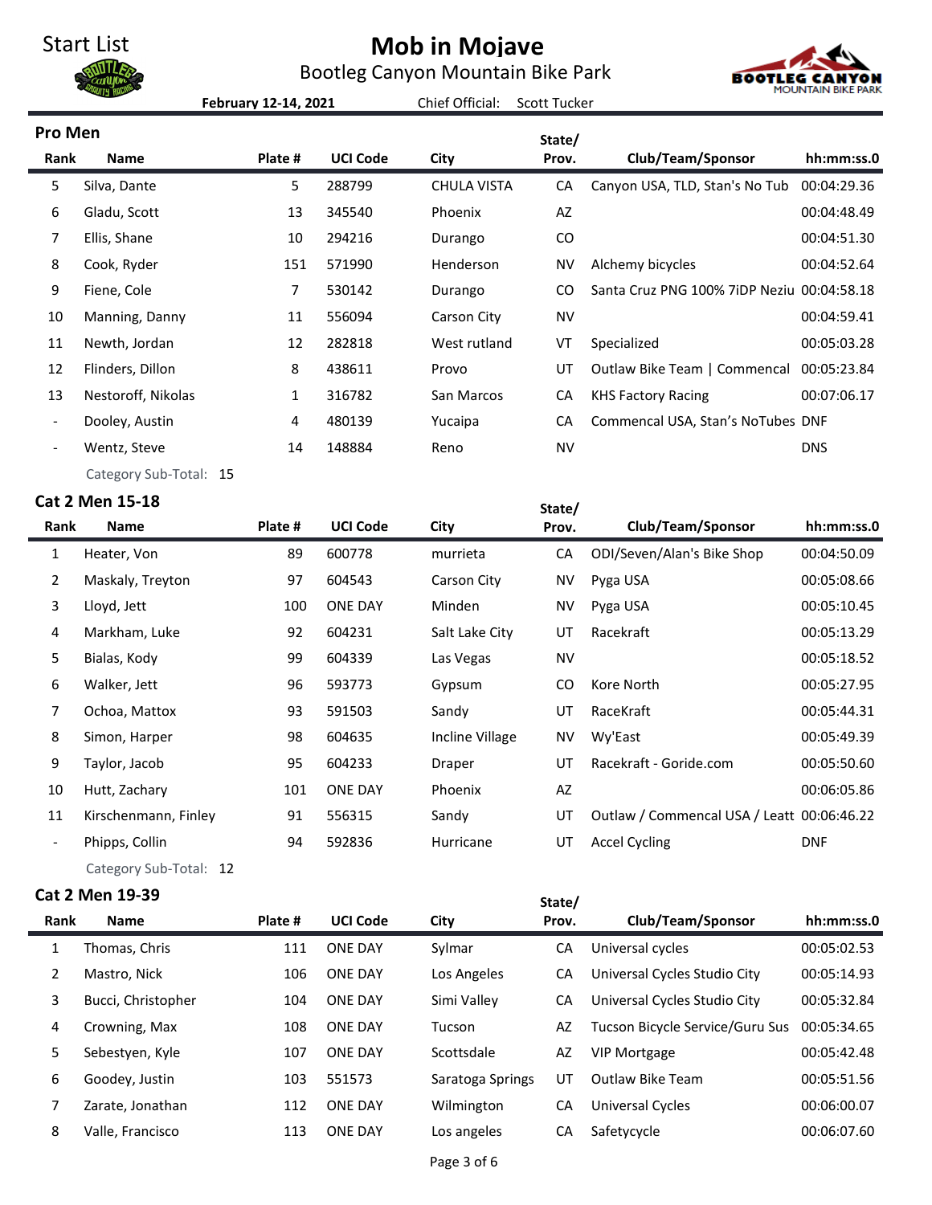Start List

# Mob in Mojave

Bootleg Canyon Mountain Bike Park

**February 12-14, 2021** Chief Official: Scott Tucker

## Pro Men

| Rank | Name | Plate # | UCI Code | City | State/ Prov. | Club/Team/Sponsor | hh:mm:ss.0 |
|---|---|---|---|---|---|---|---|
| 5 | Silva, Dante | 5 | 288799 | CHULA VISTA | CA | Canyon USA, TLD, Stan's No Tub | 00:04:29.36 |
| 6 | Gladu, Scott | 13 | 345540 | Phoenix | AZ | | 00:04:48.49 |
| 7 | Ellis, Shane | 10 | 294216 | Durango | CO | | 00:04:51.30 |
| 8 | Cook, Ryder | 151 | 571990 | Henderson | NV | Alchemy bicycles | 00:04:52.64 |
| 9 | Fiene, Cole | 7 | 530142 | Durango | CO | Santa Cruz PNG 100% 7iDP Neziu | 00:04:58.18 |
| 10 | Manning, Danny | 11 | 556094 | Carson City | NV | | 00:04:59.41 |
| 11 | Newth, Jordan | 12 | 282818 | West rutland | VT | Specialized | 00:05:03.28 |
| 12 | Flinders, Dillon | 8 | 438611 | Provo | UT | Outlaw Bike Team \| Commencal | 00:05:23.84 |
| 13 | Nestoroff, Nikolas | 1 | 316782 | San Marcos | CA | KHS Factory Racing | 00:07:06.17 |
| - | Dooley, Austin | 4 | 480139 | Yucaipa | CA | Commencal USA, Stan's NoTubes | DNF |
| - | Wentz, Steve | 14 | 148884 | Reno | NV | | DNS |

Category Sub-Total: 15

## Cat 2 Men 15-18

| Rank | Name | Plate # | UCI Code | City | State/ Prov. | Club/Team/Sponsor | hh:mm:ss.0 |
|---|---|---|---|---|---|---|---|
| 1 | Heater, Von | 89 | 600778 | murrieta | CA | ODI/Seven/Alan's Bike Shop | 00:04:50.09 |
| 2 | Maskaly, Treyton | 97 | 604543 | Carson City | NV | Pyga USA | 00:05:08.66 |
| 3 | Lloyd, Jett | 100 | ONE DAY | Minden | NV | Pyga USA | 00:05:10.45 |
| 4 | Markham, Luke | 92 | 604231 | Salt Lake City | UT | Racekraft | 00:05:13.29 |
| 5 | Bialas, Kody | 99 | 604339 | Las Vegas | NV | | 00:05:18.52 |
| 6 | Walker, Jett | 96 | 593773 | Gypsum | CO | Kore North | 00:05:27.95 |
| 7 | Ochoa, Mattox | 93 | 591503 | Sandy | UT | RaceKraft | 00:05:44.31 |
| 8 | Simon, Harper | 98 | 604635 | Incline Village | NV | Wy'East | 00:05:49.39 |
| 9 | Taylor, Jacob | 95 | 604233 | Draper | UT | Racekraft - Goride.com | 00:05:50.60 |
| 10 | Hutt, Zachary | 101 | ONE DAY | Phoenix | AZ | | 00:06:05.86 |
| 11 | Kirschenmann, Finley | 91 | 556315 | Sandy | UT | Outlaw / Commencal USA / Leatt | 00:06:46.22 |
| - | Phipps, Collin | 94 | 592836 | Hurricane | UT | Accel Cycling | DNF |

Category Sub-Total: 12

## Cat 2 Men 19-39

| Rank | Name | Plate # | UCI Code | City | State/ Prov. | Club/Team/Sponsor | hh:mm:ss.0 |
|---|---|---|---|---|---|---|---|
| 1 | Thomas, Chris | 111 | ONE DAY | Sylmar | CA | Universal cycles | 00:05:02.53 |
| 2 | Mastro, Nick | 106 | ONE DAY | Los Angeles | CA | Universal Cycles Studio City | 00:05:14.93 |
| 3 | Bucci, Christopher | 104 | ONE DAY | Simi Valley | CA | Universal Cycles Studio City | 00:05:32.84 |
| 4 | Crowning, Max | 108 | ONE DAY | Tucson | AZ | Tucson Bicycle Service/Guru Sus | 00:05:34.65 |
| 5 | Sebestyen, Kyle | 107 | ONE DAY | Scottsdale | AZ | VIP Mortgage | 00:05:42.48 |
| 6 | Goodey, Justin | 103 | 551573 | Saratoga Springs | UT | Outlaw Bike Team | 00:05:51.56 |
| 7 | Zarate, Jonathan | 112 | ONE DAY | Wilmington | CA | Universal Cycles | 00:06:00.07 |
| 8 | Valle, Francisco | 113 | ONE DAY | Los angeles | CA | Safetycycle | 00:06:07.60 |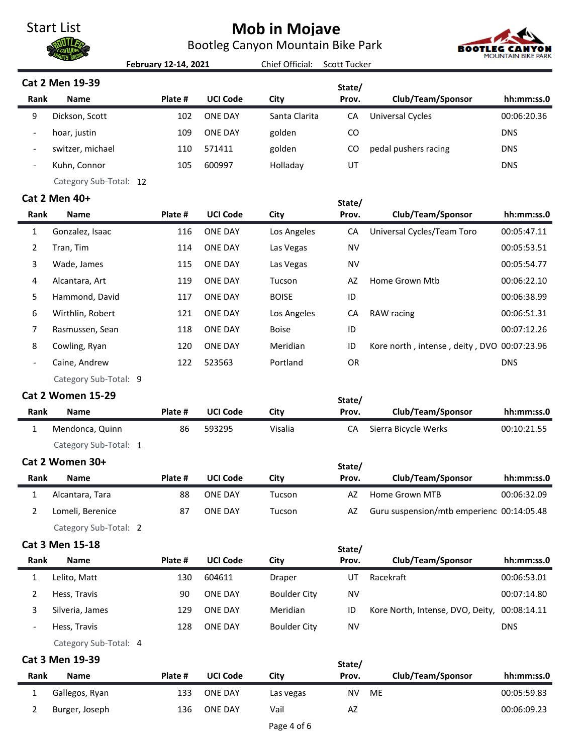Start List

# Mob in Mojave

Bootleg Canyon Mountain Bike Park

**February 12-14, 2021** Chief Official: Scott Tucker

## Cat 2 Men 19-39

| Rank | Name | Plate # | UCI Code | City | State/ Prov. | Club/Team/Sponsor | hh:mm:ss.0 |
|---|---|---|---|---|---|---|---|
| 9 | Dickson, Scott | 102 | ONE DAY | Santa Clarita | CA | Universal Cycles | 00:06:20.36 |
| - | hoar, justin | 109 | ONE DAY | golden | CO | | DNS |
| - | switzer, michael | 110 | 571411 | golden | CO | pedal pushers racing | DNS |
| - | Kuhn, Connor | 105 | 600997 | Holladay | UT | | DNS |

Category Sub-Total: 12

## Cat 2 Men 40+

| Rank | Name | Plate # | UCI Code | City | State/ Prov. | Club/Team/Sponsor | hh:mm:ss.0 |
|---|---|---|---|---|---|---|---|
| 1 | Gonzalez, Isaac | 116 | ONE DAY | Los Angeles | CA | Universal Cycles/Team Toro | 00:05:47.11 |
| 2 | Tran, Tim | 114 | ONE DAY | Las Vegas | NV | | 00:05:53.51 |
| 3 | Wade, James | 115 | ONE DAY | Las Vegas | NV | | 00:05:54.77 |
| 4 | Alcantara, Art | 119 | ONE DAY | Tucson | AZ | Home Grown Mtb | 00:06:22.10 |
| 5 | Hammond, David | 117 | ONE DAY | BOISE | ID | | 00:06:38.99 |
| 6 | Wirthlin, Robert | 121 | ONE DAY | Los Angeles | CA | RAW racing | 00:06:51.31 |
| 7 | Rasmussen, Sean | 118 | ONE DAY | Boise | ID | | 00:07:12.26 |
| 8 | Cowling, Ryan | 120 | ONE DAY | Meridian | ID | Kore north , intense , deity , DVO | 00:07:23.96 |
| - | Caine, Andrew | 122 | 523563 | Portland | OR | | DNS |

Category Sub-Total: 9

## Cat 2 Women 15-29

| Rank | Name | Plate # | UCI Code | City | State/ Prov. | Club/Team/Sponsor | hh:mm:ss.0 |
|---|---|---|---|---|---|---|---|
| 1 | Mendonca, Quinn | 86 | 593295 | Visalia | CA | Sierra Bicycle Werks | 00:10:21.55 |

Category Sub-Total: 1

## Cat 2 Women 30+

| Rank | Name | Plate # | UCI Code | City | State/ Prov. | Club/Team/Sponsor | hh:mm:ss.0 |
|---|---|---|---|---|---|---|---|
| 1 | Alcantara, Tara | 88 | ONE DAY | Tucson | AZ | Home Grown MTB | 00:06:32.09 |
| 2 | Lomeli, Berenice | 87 | ONE DAY | Tucson | AZ | Guru suspension/mtb emperienc | 00:14:05.48 |

Category Sub-Total: 2

## Cat 3 Men 15-18

| Rank | Name | Plate # | UCI Code | City | State/ Prov. | Club/Team/Sponsor | hh:mm:ss.0 |
|---|---|---|---|---|---|---|---|
| 1 | Lelito, Matt | 130 | 604611 | Draper | UT | Racekraft | 00:06:53.01 |
| 2 | Hess, Travis | 90 | ONE DAY | Boulder City | NV | | 00:07:14.80 |
| 3 | Silveria, James | 129 | ONE DAY | Meridian | ID | Kore North, Intense, DVO, Deity, | 00:08:14.11 |
| - | Hess, Travis | 128 | ONE DAY | Boulder City | NV | | DNS |

Category Sub-Total: 4

## Cat 3 Men 19-39

| Rank | Name | Plate # | UCI Code | City | State/ Prov. | Club/Team/Sponsor | hh:mm:ss.0 |
|---|---|---|---|---|---|---|---|
| 1 | Gallegos, Ryan | 133 | ONE DAY | Las vegas | NV | ME | 00:05:59.83 |
| 2 | Burger, Joseph | 136 | ONE DAY | Vail | AZ | | 00:06:09.23 |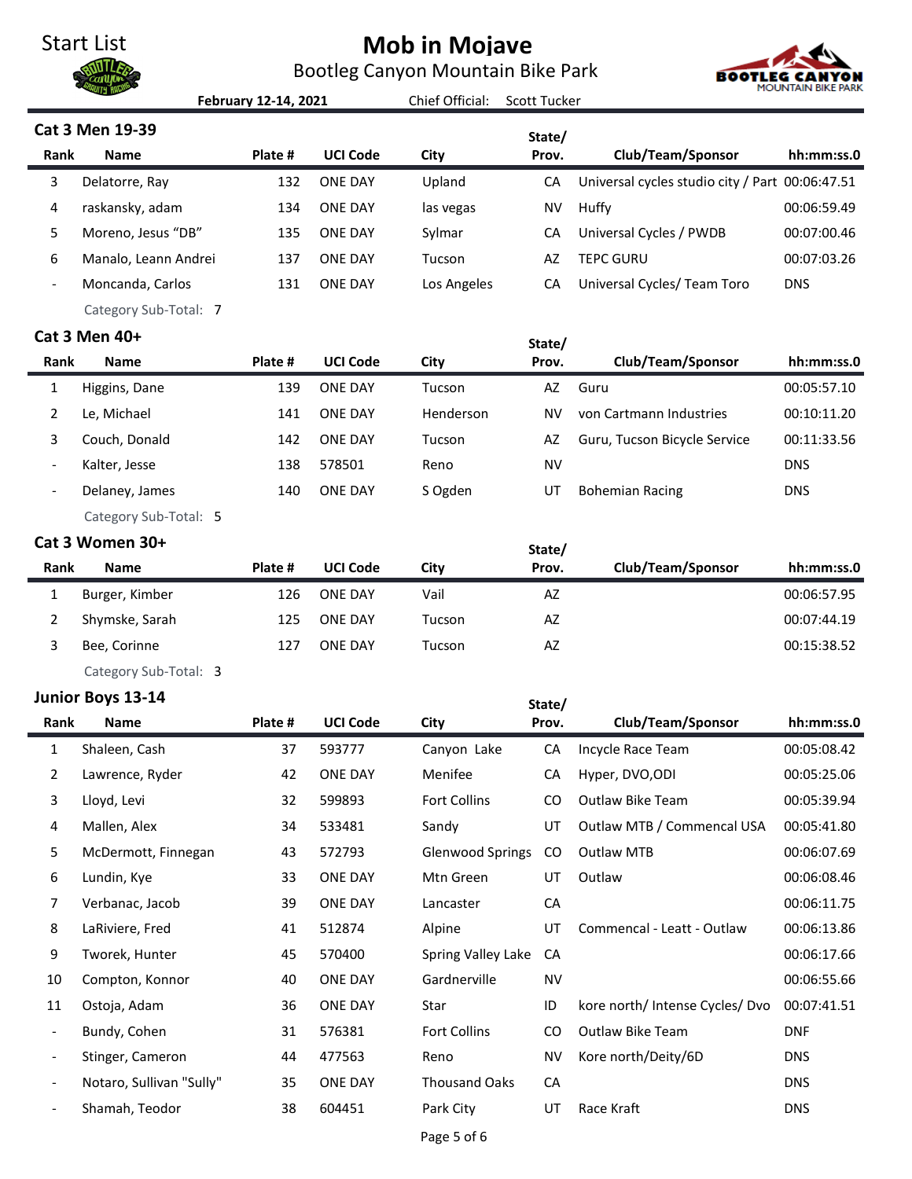Start List

# Mob in Mojave

Bootleg Canyon Mountain Bike Park

**February 12-14, 2021** Chief Official: Scott Tucker

## Cat 3 Men 19-39

| Rank | Name | Plate # | UCI Code | City | State/ Prov. | Club/Team/Sponsor | hh:mm:ss.0 |
|---|---|---|---|---|---|---|---|
| 3 | Delatorre, Ray | 132 | ONE DAY | Upland | CA | Universal cycles studio city / Part | 00:06:47.51 |
| 4 | raskansky, adam | 134 | ONE DAY | las vegas | NV | Huffy | 00:06:59.49 |
| 5 | Moreno, Jesus "DB" | 135 | ONE DAY | Sylmar | CA | Universal Cycles / PWDB | 00:07:00.46 |
| 6 | Manalo, Leann Andrei | 137 | ONE DAY | Tucson | AZ | TEPC GURU | 00:07:03.26 |
| - | Moncanda, Carlos | 131 | ONE DAY | Los Angeles | CA | Universal Cycles/ Team Toro | DNS |

Category Sub-Total: 7

## Cat 3 Men 40+

| Rank | Name | Plate # | UCI Code | City | State/ Prov. | Club/Team/Sponsor | hh:mm:ss.0 |
|---|---|---|---|---|---|---|---|
| 1 | Higgins, Dane | 139 | ONE DAY | Tucson | AZ | Guru | 00:05:57.10 |
| 2 | Le, Michael | 141 | ONE DAY | Henderson | NV | von Cartmann Industries | 00:10:11.20 |
| 3 | Couch, Donald | 142 | ONE DAY | Tucson | AZ | Guru, Tucson Bicycle Service | 00:11:33.56 |
| - | Kalter, Jesse | 138 | 578501 | Reno | NV | | DNS |
| - | Delaney, James | 140 | ONE DAY | S Ogden | UT | Bohemian Racing | DNS |

Category Sub-Total: 5

## Cat 3 Women 30+

| Rank | Name | Plate # | UCI Code | City | State/ Prov. | Club/Team/Sponsor | hh:mm:ss.0 |
|---|---|---|---|---|---|---|---|
| 1 | Burger, Kimber | 126 | ONE DAY | Vail | AZ | | 00:06:57.95 |
| 2 | Shymske, Sarah | 125 | ONE DAY | Tucson | AZ | | 00:07:44.19 |
| 3 | Bee, Corinne | 127 | ONE DAY | Tucson | AZ | | 00:15:38.52 |

Category Sub-Total: 3

## Junior Boys 13-14

| Rank | Name | Plate # | UCI Code | City | State/ Prov. | Club/Team/Sponsor | hh:mm:ss.0 |
|---|---|---|---|---|---|---|---|
| 1 | Shaleen, Cash | 37 | 593777 | Canyon Lake | CA | Incycle Race Team | 00:05:08.42 |
| 2 | Lawrence, Ryder | 42 | ONE DAY | Menifee | CA | Hyper, DVO,ODI | 00:05:25.06 |
| 3 | Lloyd, Levi | 32 | 599893 | Fort Collins | CO | Outlaw Bike Team | 00:05:39.94 |
| 4 | Mallen, Alex | 34 | 533481 | Sandy | UT | Outlaw MTB / Commencal USA | 00:05:41.80 |
| 5 | McDermott, Finnegan | 43 | 572793 | Glenwood Springs | CO | Outlaw MTB | 00:06:07.69 |
| 6 | Lundin, Kye | 33 | ONE DAY | Mtn Green | UT | Outlaw | 00:06:08.46 |
| 7 | Verbanac, Jacob | 39 | ONE DAY | Lancaster | CA | | 00:06:11.75 |
| 8 | LaRiviere, Fred | 41 | 512874 | Alpine | UT | Commencal - Leatt - Outlaw | 00:06:13.86 |
| 9 | Tworek, Hunter | 45 | 570400 | Spring Valley Lake | CA | | 00:06:17.66 |
| 10 | Compton, Konnor | 40 | ONE DAY | Gardnerville | NV | | 00:06:55.66 |
| 11 | Ostoja, Adam | 36 | ONE DAY | Star | ID | kore north/ Intense Cycles/ Dvo | 00:07:41.51 |
| - | Bundy, Cohen | 31 | 576381 | Fort Collins | CO | Outlaw Bike Team | DNF |
| - | Stinger, Cameron | 44 | 477563 | Reno | NV | Kore north/Deity/6D | DNS |
| - | Notaro, Sullivan "Sully" | 35 | ONE DAY | Thousand Oaks | CA | | DNS |
| - | Shamah, Teodor | 38 | 604451 | Park City | UT | Race Kraft | DNS |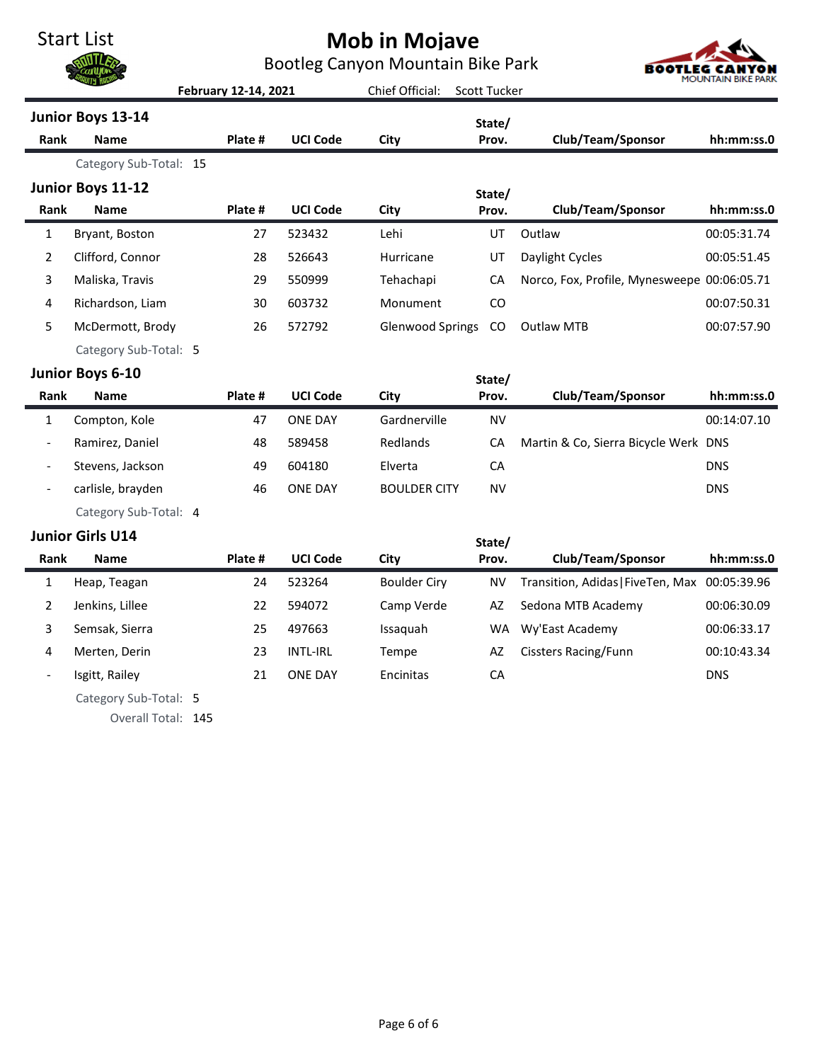Start List

# Mob in Mojave

Bootleg Canyon Mountain Bike Park

**February 12-14, 2021** Chief Official: Scott Tucker

## Junior Boys 13-14

| Rank | Name | Plate # | UCI Code | City | State/ Prov. | Club/Team/Sponsor | hh:mm:ss.0 |
|---|---|---|---|---|---|---|---|

Category Sub-Total: 15

## Junior Boys 11-12

| Rank | Name | Plate # | UCI Code | City | State/ Prov. | Club/Team/Sponsor | hh:mm:ss.0 |
|---|---|---|---|---|---|---|---|
| 1 | Bryant, Boston | 27 | 523432 | Lehi | UT | Outlaw | 00:05:31.74 |
| 2 | Clifford, Connor | 28 | 526643 | Hurricane | UT | Daylight Cycles | 00:05:51.45 |
| 3 | Maliska, Travis | 29 | 550999 | Tehachapi | CA | Norco, Fox, Profile, Mynesweepe | 00:06:05.71 |
| 4 | Richardson, Liam | 30 | 603732 | Monument | CO | | 00:07:50.31 |
| 5 | McDermott, Brody | 26 | 572792 | Glenwood Springs | CO | Outlaw MTB | 00:07:57.90 |

Category Sub-Total: 5

## Junior Boys 6-10

| Rank | Name | Plate # | UCI Code | City | State/ Prov. | Club/Team/Sponsor | hh:mm:ss.0 |
|---|---|---|---|---|---|---|---|
| 1 | Compton, Kole | 47 | ONE DAY | Gardnerville | NV | | 00:14:07.10 |
| - | Ramirez, Daniel | 48 | 589458 | Redlands | CA | Martin & Co, Sierra Bicycle Werk | DNS |
| - | Stevens, Jackson | 49 | 604180 | Elverta | CA | | DNS |
| - | carlisle, brayden | 46 | ONE DAY | BOULDER CITY | NV | | DNS |

Category Sub-Total: 4

## Junior Girls U14

| Rank | Name | Plate # | UCI Code | City | State/ Prov. | Club/Team/Sponsor | hh:mm:ss.0 |
|---|---|---|---|---|---|---|---|
| 1 | Heap, Teagan | 24 | 523264 | Boulder Ciry | NV | Transition, Adidas\|FiveTen, Max | 00:05:39.96 |
| 2 | Jenkins, Lillee | 22 | 594072 | Camp Verde | AZ | Sedona MTB Academy | 00:06:30.09 |
| 3 | Semsak, Sierra | 25 | 497663 | Issaquah | WA | Wy'East Academy | 00:06:33.17 |
| 4 | Merten, Derin | 23 | INTL-IRL | Tempe | AZ | Cissters Racing/Funn | 00:10:43.34 |
| - | Isgitt, Railey | 21 | ONE DAY | Encinitas | CA | | DNS |

Category Sub-Total: 5

Overall Total: 145